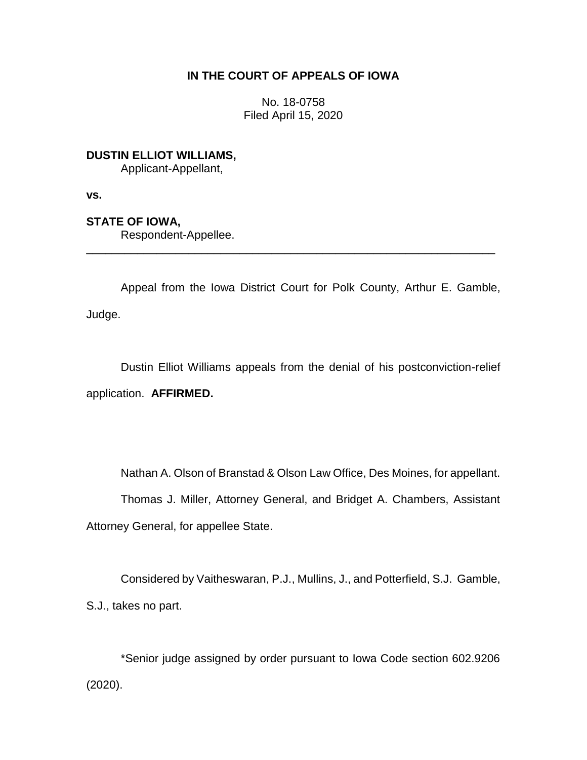# IN THE COURT OF APPEALS OF IOWA

No. 18-0758
Filed April 15, 2020

**DUSTIN ELLIOT WILLIAMS,**
Applicant-Appellant,

**vs.**

**STATE OF IOWA,**
Respondent-Appellee.

---

Appeal from the Iowa District Court for Polk County, Arthur E. Gamble, Judge.

Dustin Elliot Williams appeals from the denial of his postconviction-relief application. **AFFIRMED.**

Nathan A. Olson of Branstad & Olson Law Office, Des Moines, for appellant.

Thomas J. Miller, Attorney General, and Bridget A. Chambers, Assistant Attorney General, for appellee State.

Considered by Vaitheswaran, P.J., Mullins, J., and Potterfield, S.J. Gamble, S.J., takes no part.

*Senior judge assigned by order pursuant to Iowa Code section 602.9206 (2020).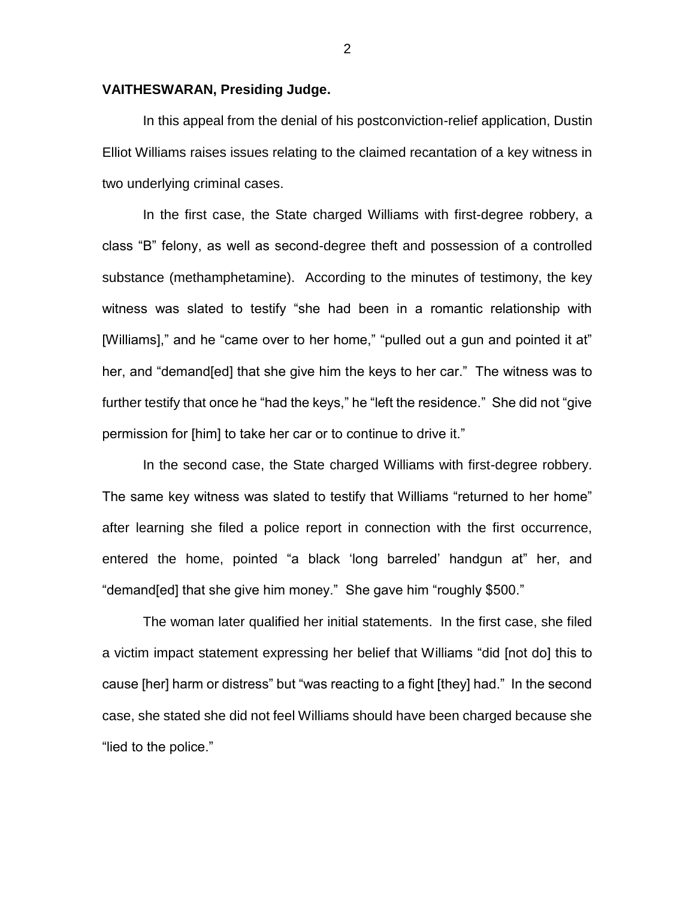**VAITHESWARAN, Presiding Judge.**

In this appeal from the denial of his postconviction-relief application, Dustin Elliot Williams raises issues relating to the claimed recantation of a key witness in two underlying criminal cases.

In the first case, the State charged Williams with first-degree robbery, a class "B" felony, as well as second-degree theft and possession of a controlled substance (methamphetamine). According to the minutes of testimony, the key witness was slated to testify "she had been in a romantic relationship with [Williams]," and he "came over to her home," "pulled out a gun and pointed it at" her, and "demand[ed] that she give him the keys to her car." The witness was to further testify that once he "had the keys," he "left the residence." She did not "give permission for [him] to take her car or to continue to drive it."

In the second case, the State charged Williams with first-degree robbery. The same key witness was slated to testify that Williams "returned to her home" after learning she filed a police report in connection with the first occurrence, entered the home, pointed "a black 'long barreled' handgun at" her, and "demand[ed] that she give him money." She gave him "roughly $500."

The woman later qualified her initial statements. In the first case, she filed a victim impact statement expressing her belief that Williams "did [not do] this to cause [her] harm or distress" but "was reacting to a fight [they] had." In the second case, she stated she did not feel Williams should have been charged because she "lied to the police."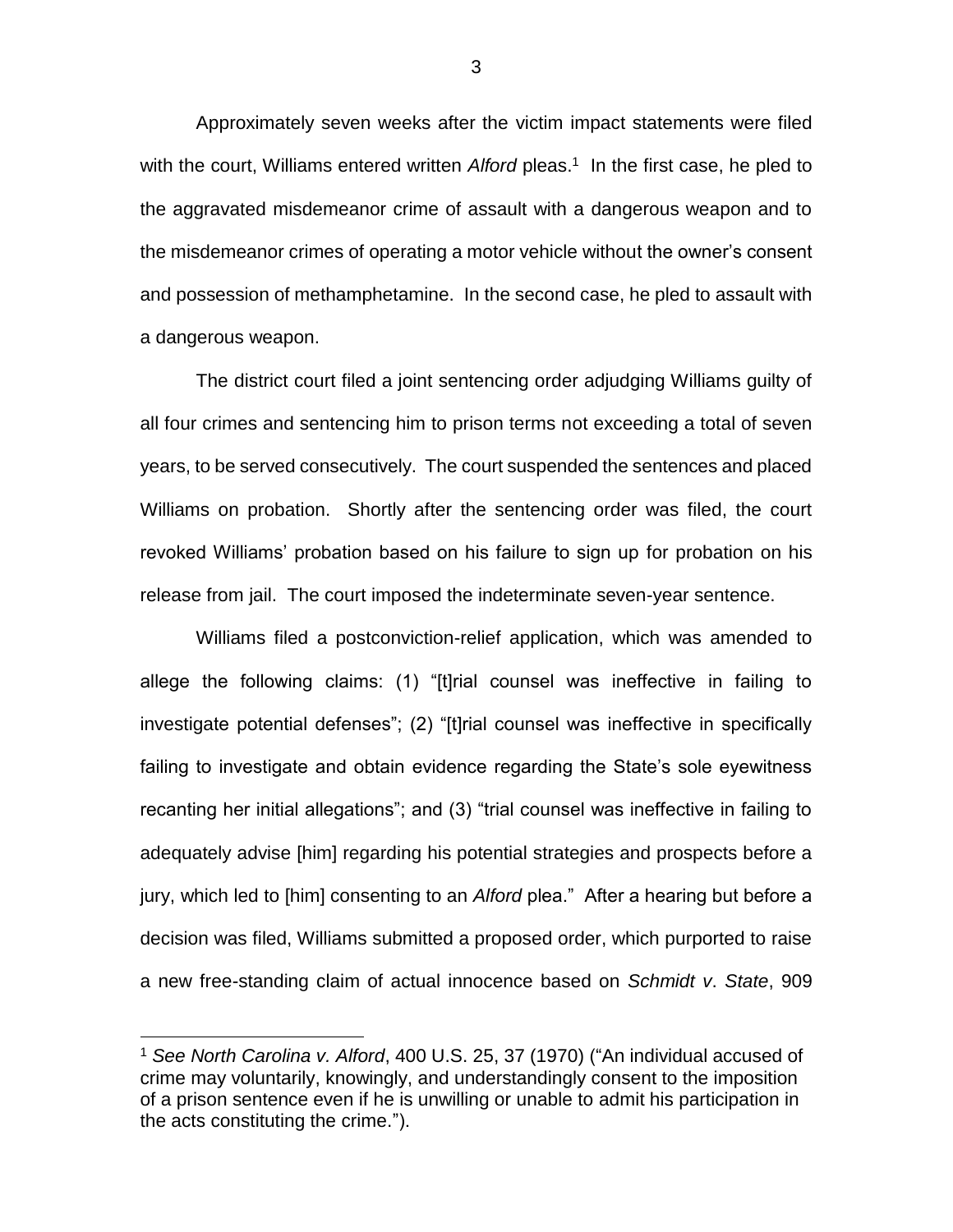Approximately seven weeks after the victim impact statements were filed with the court, Williams entered written *Alford* pleas.[1] In the first case, he pled to the aggravated misdemeanor crime of assault with a dangerous weapon and to the misdemeanor crimes of operating a motor vehicle without the owner's consent and possession of methamphetamine. In the second case, he pled to assault with a dangerous weapon.

The district court filed a joint sentencing order adjudging Williams guilty of all four crimes and sentencing him to prison terms not exceeding a total of seven years, to be served consecutively. The court suspended the sentences and placed Williams on probation. Shortly after the sentencing order was filed, the court revoked Williams' probation based on his failure to sign up for probation on his release from jail. The court imposed the indeterminate seven-year sentence.

Williams filed a postconviction-relief application, which was amended to allege the following claims: (1) "[t]rial counsel was ineffective in failing to investigate potential defenses"; (2) "[t]rial counsel was ineffective in specifically failing to investigate and obtain evidence regarding the State's sole eyewitness recanting her initial allegations"; and (3) "trial counsel was ineffective in failing to adequately advise [him] regarding his potential strategies and prospects before a jury, which led to [him] consenting to an *Alford* plea." After a hearing but before a decision was filed, Williams submitted a proposed order, which purported to raise a new free-standing claim of actual innocence based on *Schmidt v. State*, 909

---

[1] *See North Carolina v. Alford*, 400 U.S. 25, 37 (1970) ("An individual accused of crime may voluntarily, knowingly, and understandingly consent to the imposition of a prison sentence even if he is unwilling or unable to admit his participation in the acts constituting the crime.").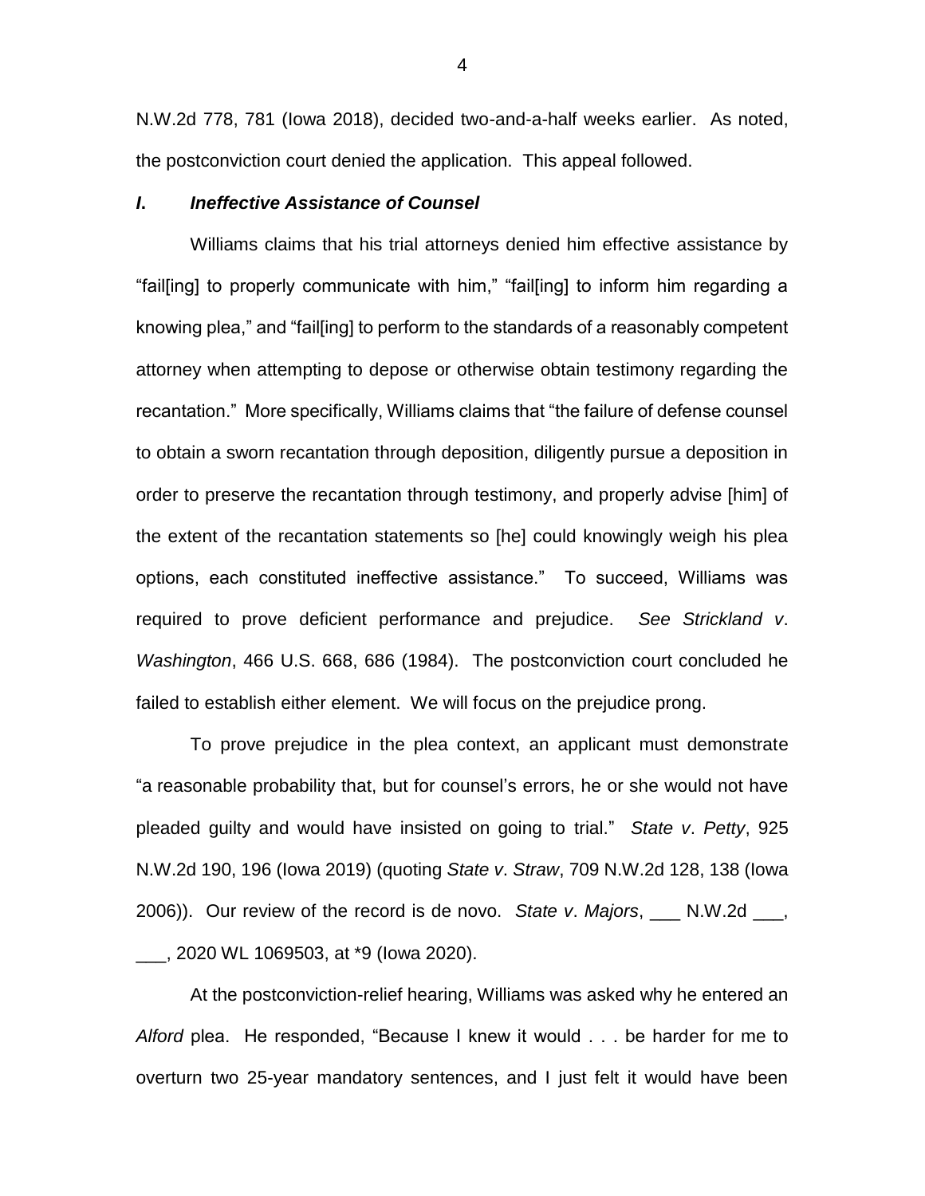N.W.2d 778, 781 (Iowa 2018), decided two-and-a-half weeks earlier. As noted, the postconviction court denied the application. This appeal followed.

### *I. Ineffective Assistance of Counsel*

Williams claims that his trial attorneys denied him effective assistance by "fail[ing] to properly communicate with him," "fail[ing] to inform him regarding a knowing plea," and "fail[ing] to perform to the standards of a reasonably competent attorney when attempting to depose or otherwise obtain testimony regarding the recantation." More specifically, Williams claims that "the failure of defense counsel to obtain a sworn recantation through deposition, diligently pursue a deposition in order to preserve the recantation through testimony, and properly advise [him] of the extent of the recantation statements so [he] could knowingly weigh his plea options, each constituted ineffective assistance." To succeed, Williams was required to prove deficient performance and prejudice. *See Strickland v. Washington*, 466 U.S. 668, 686 (1984). The postconviction court concluded he failed to establish either element. We will focus on the prejudice prong.

To prove prejudice in the plea context, an applicant must demonstrate "a reasonable probability that, but for counsel's errors, he or she would not have pleaded guilty and would have insisted on going to trial." *State v. Petty*, 925 N.W.2d 190, 196 (Iowa 2019) (quoting *State v. Straw*, 709 N.W.2d 128, 138 (Iowa 2006)). Our review of the record is de novo. *State v. Majors*, ___ N.W.2d ___, ___, 2020 WL 1069503, at *9 (Iowa 2020).

At the postconviction-relief hearing, Williams was asked why he entered an *Alford* plea. He responded, "Because I knew it would . . . be harder for me to overturn two 25-year mandatory sentences, and I just felt it would have been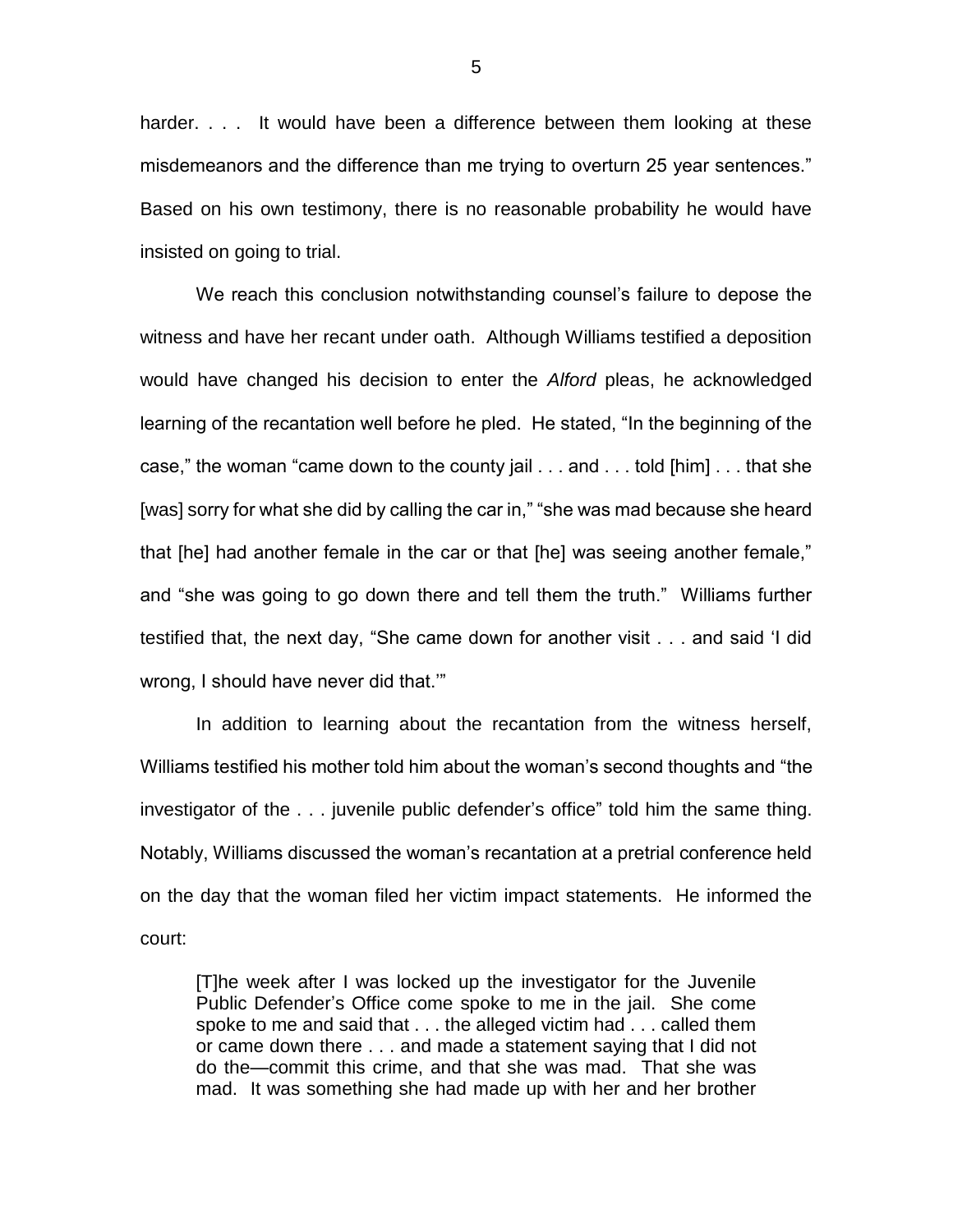harder. . . . It would have been a difference between them looking at these misdemeanors and the difference than me trying to overturn 25 year sentences." Based on his own testimony, there is no reasonable probability he would have insisted on going to trial.

We reach this conclusion notwithstanding counsel's failure to depose the witness and have her recant under oath. Although Williams testified a deposition would have changed his decision to enter the *Alford* pleas, he acknowledged learning of the recantation well before he pled. He stated, "In the beginning of the case," the woman "came down to the county jail . . . and . . . told [him] . . . that she [was] sorry for what she did by calling the car in," "she was mad because she heard that [he] had another female in the car or that [he] was seeing another female," and "she was going to go down there and tell them the truth." Williams further testified that, the next day, "She came down for another visit . . . and said 'I did wrong, I should have never did that.'"

In addition to learning about the recantation from the witness herself, Williams testified his mother told him about the woman's second thoughts and "the investigator of the . . . juvenile public defender's office" told him the same thing. Notably, Williams discussed the woman's recantation at a pretrial conference held on the day that the woman filed her victim impact statements. He informed the court:

> [T]he week after I was locked up the investigator for the Juvenile Public Defender's Office come spoke to me in the jail. She come spoke to me and said that . . . the alleged victim had . . . called them or came down there . . . and made a statement saying that I did not do the—commit this crime, and that she was mad. That she was mad. It was something she had made up with her and her brother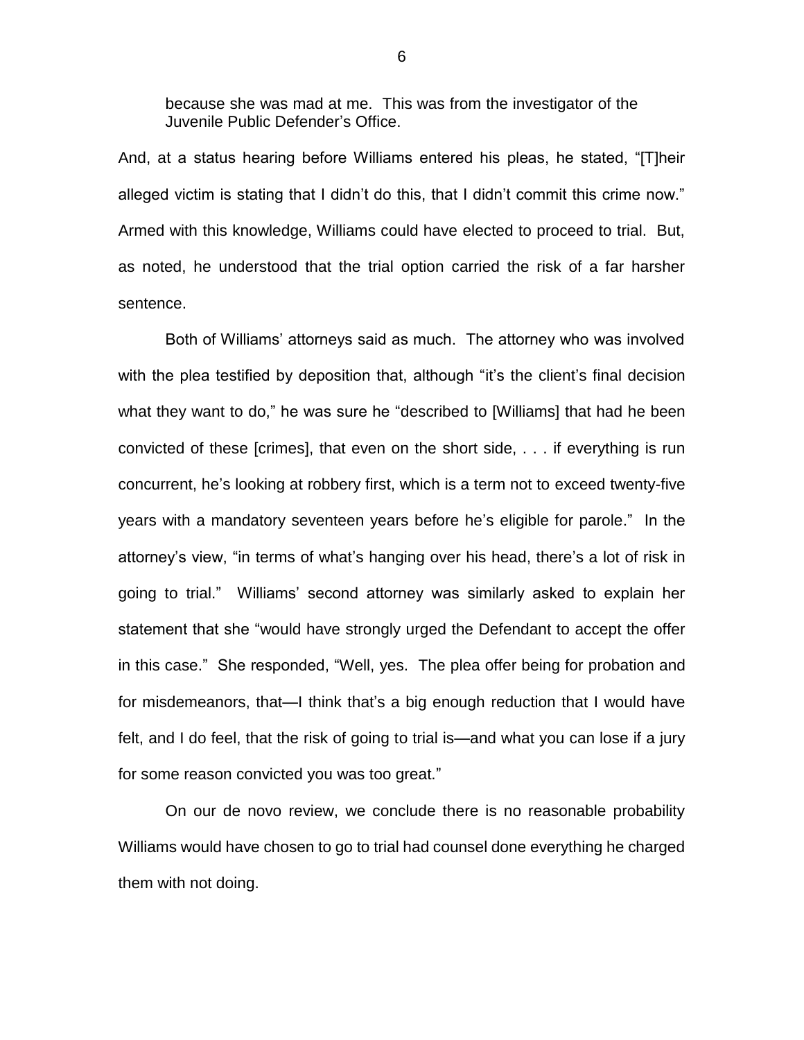> because she was mad at me. This was from the investigator of the Juvenile Public Defender's Office.

And, at a status hearing before Williams entered his pleas, he stated, "[T]heir alleged victim is stating that I didn't do this, that I didn't commit this crime now." Armed with this knowledge, Williams could have elected to proceed to trial. But, as noted, he understood that the trial option carried the risk of a far harsher sentence.

Both of Williams' attorneys said as much. The attorney who was involved with the plea testified by deposition that, although "it's the client's final decision what they want to do," he was sure he "described to [Williams] that had he been convicted of these [crimes], that even on the short side, . . . if everything is run concurrent, he's looking at robbery first, which is a term not to exceed twenty-five years with a mandatory seventeen years before he's eligible for parole." In the attorney's view, "in terms of what's hanging over his head, there's a lot of risk in going to trial." Williams' second attorney was similarly asked to explain her statement that she "would have strongly urged the Defendant to accept the offer in this case." She responded, "Well, yes. The plea offer being for probation and for misdemeanors, that—I think that's a big enough reduction that I would have felt, and I do feel, that the risk of going to trial is—and what you can lose if a jury for some reason convicted you was too great."

On our de novo review, we conclude there is no reasonable probability Williams would have chosen to go to trial had counsel done everything he charged them with not doing.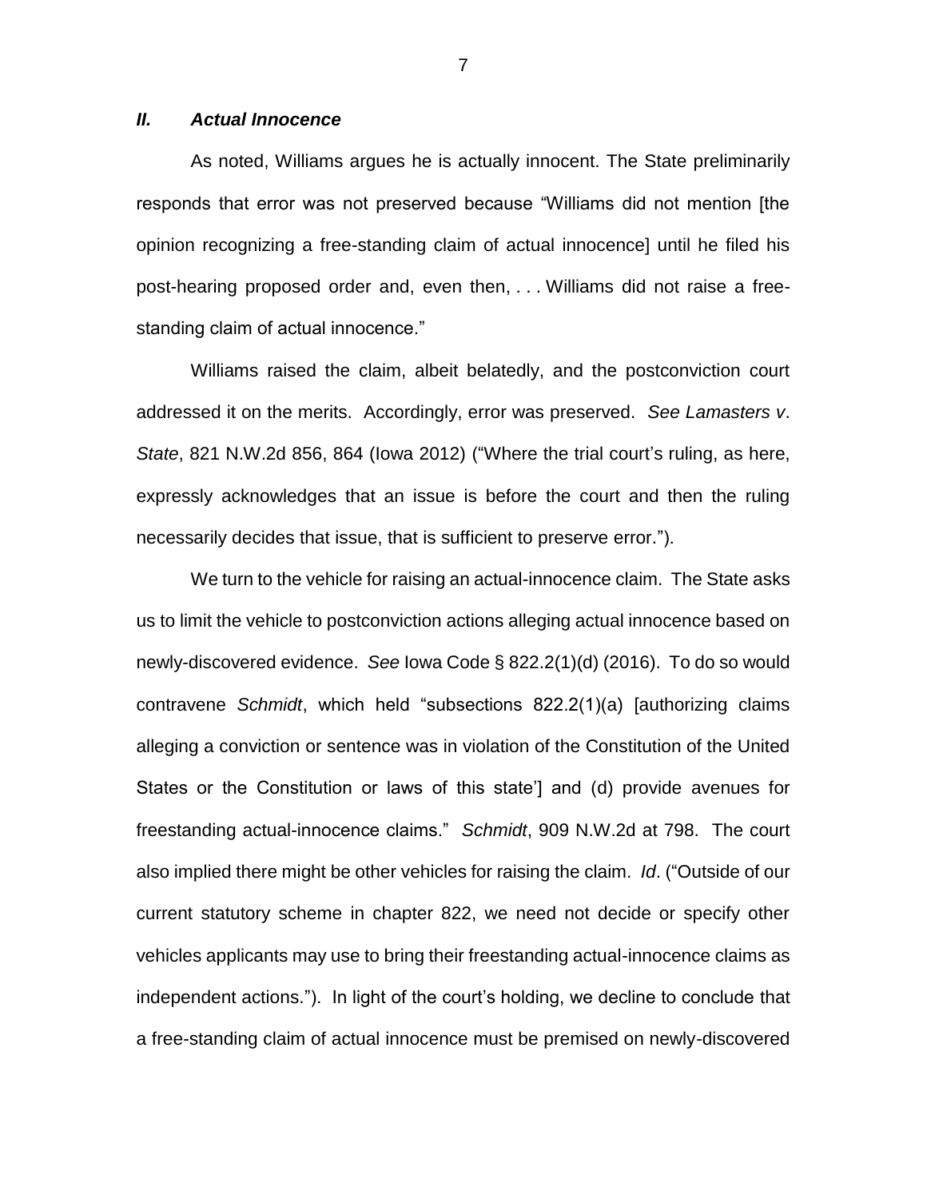### *II. Actual Innocence*

As noted, Williams argues he is actually innocent. The State preliminarily responds that error was not preserved because "Williams did not mention [the opinion recognizing a free-standing claim of actual innocence] until he filed his post-hearing proposed order and, even then, . . . Williams did not raise a free-standing claim of actual innocence."

Williams raised the claim, albeit belatedly, and the postconviction court addressed it on the merits. Accordingly, error was preserved. *See Lamasters v. State*, 821 N.W.2d 856, 864 (Iowa 2012) ("Where the trial court's ruling, as here, expressly acknowledges that an issue is before the court and then the ruling necessarily decides that issue, that is sufficient to preserve error.").

We turn to the vehicle for raising an actual-innocence claim. The State asks us to limit the vehicle to postconviction actions alleging actual innocence based on newly-discovered evidence. *See* Iowa Code § 822.2(1)(d) (2016). To do so would contravene *Schmidt*, which held "subsections 822.2(1)(a) [authorizing claims alleging a conviction or sentence was in violation of the Constitution of the United States or the Constitution or laws of this state'] and (d) provide avenues for freestanding actual-innocence claims." *Schmidt*, 909 N.W.2d at 798. The court also implied there might be other vehicles for raising the claim. *Id*. ("Outside of our current statutory scheme in chapter 822, we need not decide or specify other vehicles applicants may use to bring their freestanding actual-innocence claims as independent actions."). In light of the court's holding, we decline to conclude that a free-standing claim of actual innocence must be premised on newly-discovered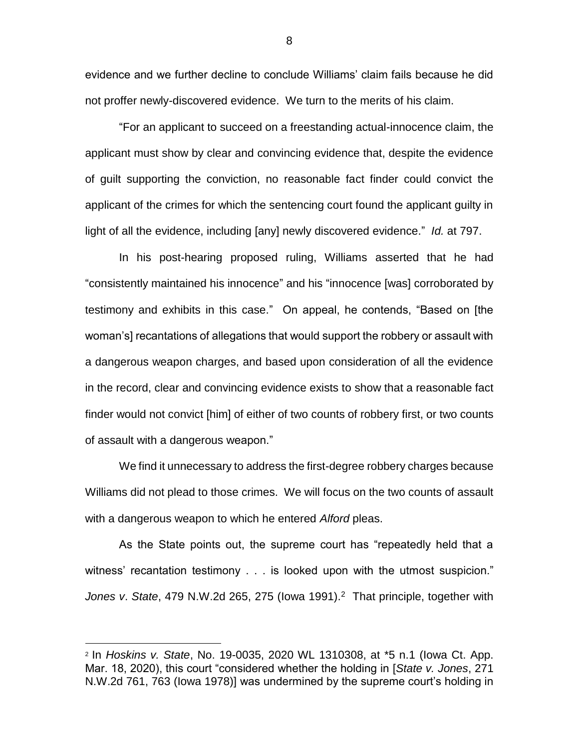evidence and we further decline to conclude Williams' claim fails because he did not proffer newly-discovered evidence. We turn to the merits of his claim.

"For an applicant to succeed on a freestanding actual-innocence claim, the applicant must show by clear and convincing evidence that, despite the evidence of guilt supporting the conviction, no reasonable fact finder could convict the applicant of the crimes for which the sentencing court found the applicant guilty in light of all the evidence, including [any] newly discovered evidence." *Id.* at 797.

In his post-hearing proposed ruling, Williams asserted that he had "consistently maintained his innocence" and his "innocence [was] corroborated by testimony and exhibits in this case." On appeal, he contends, "Based on [the woman's] recantations of allegations that would support the robbery or assault with a dangerous weapon charges, and based upon consideration of all the evidence in the record, clear and convincing evidence exists to show that a reasonable fact finder would not convict [him] of either of two counts of robbery first, or two counts of assault with a dangerous weapon."

We find it unnecessary to address the first-degree robbery charges because Williams did not plead to those crimes. We will focus on the two counts of assault with a dangerous weapon to which he entered *Alford* pleas.

As the State points out, the supreme court has "repeatedly held that a witness' recantation testimony . . . is looked upon with the utmost suspicion." *Jones v. State*, 479 N.W.2d 265, 275 (Iowa 1991).[2] That principle, together with

[2] In *Hoskins v. State*, No. 19-0035, 2020 WL 1310308, at *5 n.1 (Iowa Ct. App. Mar. 18, 2020), this court "considered whether the holding in [*State v. Jones*, 271 N.W.2d 761, 763 (Iowa 1978)] was undermined by the supreme court's holding in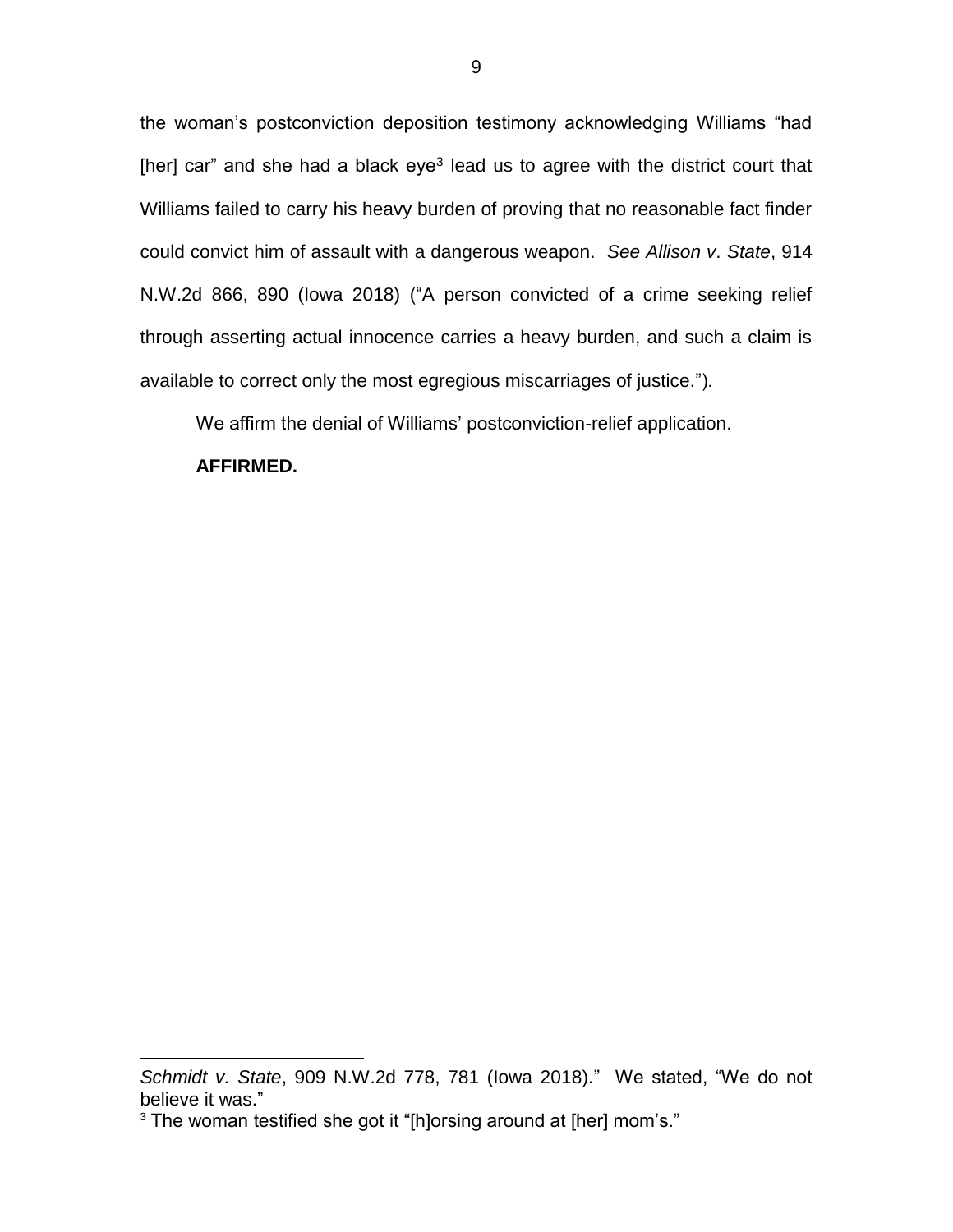the woman's postconviction deposition testimony acknowledging Williams "had [her] car" and she had a black eye[3] lead us to agree with the district court that Williams failed to carry his heavy burden of proving that no reasonable fact finder could convict him of assault with a dangerous weapon. *See Allison v. State*, 914 N.W.2d 866, 890 (Iowa 2018) ("A person convicted of a crime seeking relief through asserting actual innocence carries a heavy burden, and such a claim is available to correct only the most egregious miscarriages of justice.").

We affirm the denial of Williams' postconviction-relief application.

**AFFIRMED.**

---

*Schmidt v. State*, 909 N.W.2d 778, 781 (Iowa 2018)." We stated, "We do not believe it was."

[3] The woman testified she got it "[h]orsing around at [her] mom's."